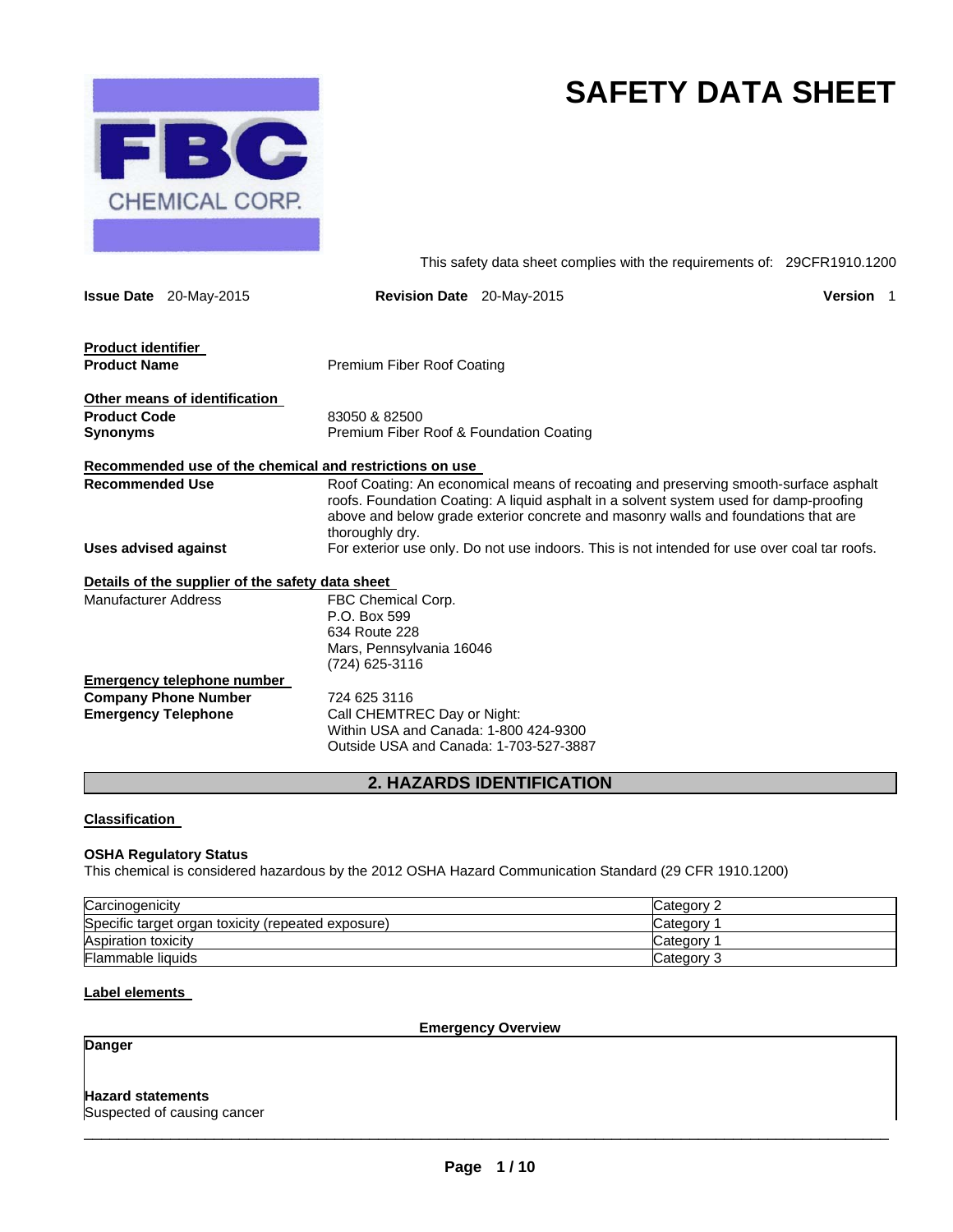# SAFETY DATA SHEET

FBC CHEMICAL CORP.

This safety data sheet complies with the requirements of: 29CFR1910.1200

**Issue Date** 20-May-2015 **Revision Date** 20-May-2015 **Version** 1

**Product identifier**

**Product Name** Premium Fiber Roof Coating

**Other means of identification**

**Product Code** 83050 & 82500

**Synonyms** Premium Fiber Roof & Foundation Coating

**Recommended use of the chemical and restrictions on use**

**Recommended Use** Roof Coating: An economical means of recoating and preserving smooth-surface asphalt roofs. Foundation Coating: A liquid asphalt in a solvent system used for damp-proofing above and below grade exterior concrete and masonry walls and foundations that are thoroughly dry.

**Uses advised against** For exterior use only. Do not use indoors. This is not intended for use over coal tar roofs.

**Details of the supplier of the safety data sheet**

Manufacturer Address
FBC Chemical Corp.
P.O. Box 599
634 Route 228
Mars, Pennsylvania 16046
(724) 625-3116

**Emergency telephone number**

**Company Phone Number** 724 625 3116

**Emergency Telephone** Call CHEMTREC Day or Night:
Within USA and Canada: 1-800 424-9300
Outside USA and Canada: 1-703-527-3887

## 2. HAZARDS IDENTIFICATION

**Classification**

**OSHA Regulatory Status**

This chemical is considered hazardous by the 2012 OSHA Hazard Communication Standard (29 CFR 1910.1200)

| | |
|---|---|
| Carcinogenicity | Category 2 |
| Specific target organ toxicity (repeated exposure) | Category 1 |
| Aspiration toxicity | Category 1 |
| Flammable liquids | Category 3 |

**Label elements**

**Emergency Overview**

**Danger**

**Hazard statements**

Suspected of causing cancer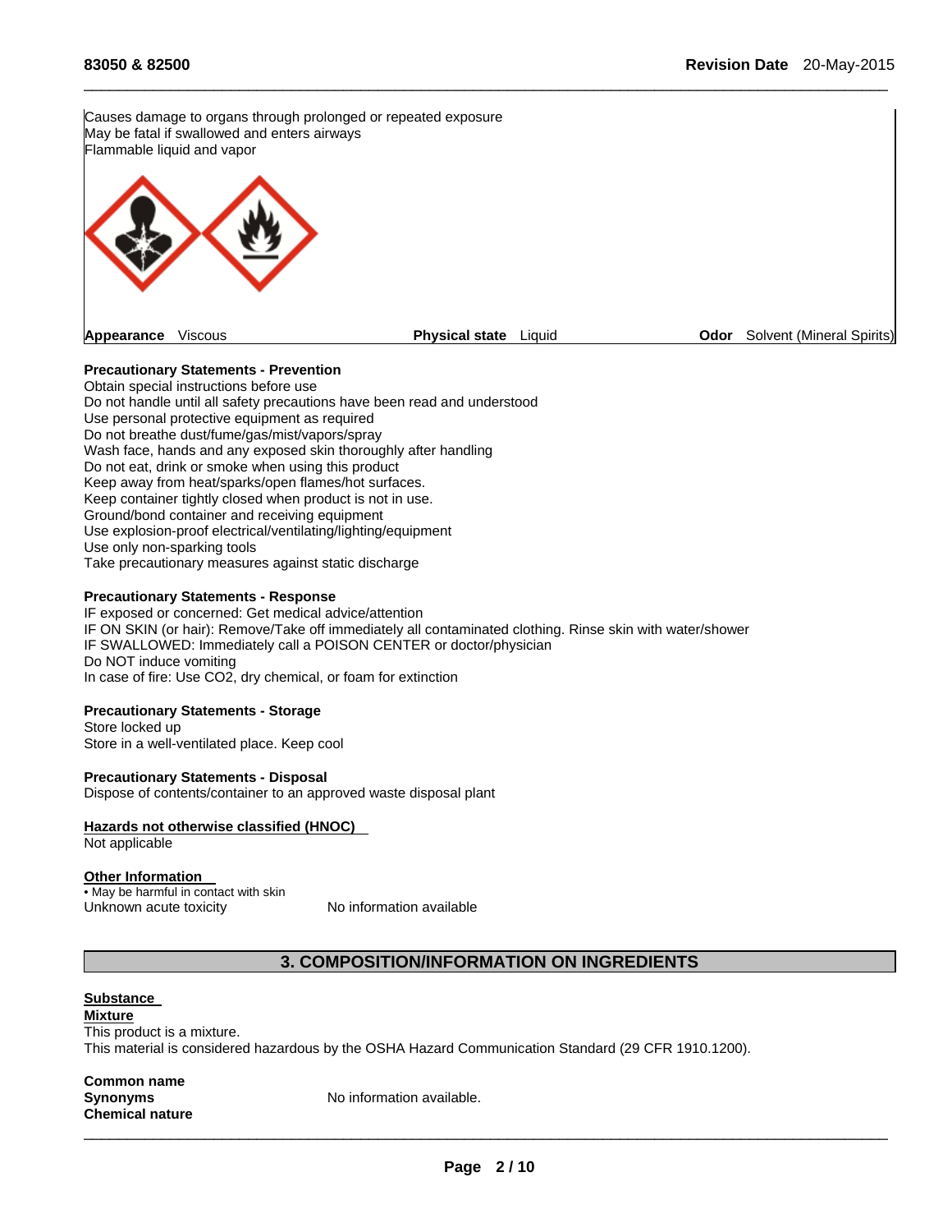Causes damage to organs through prolonged or repeated exposure
May be fatal if swallowed and enters airways
Flammable liquid and vapor

**Appearance** Viscous **Physical state** Liquid **Odor** Solvent (Mineral Spirits)

**Precautionary Statements - Prevention**
Obtain special instructions before use
Do not handle until all safety precautions have been read and understood
Use personal protective equipment as required
Do not breathe dust/fume/gas/mist/vapors/spray
Wash face, hands and any exposed skin thoroughly after handling
Do not eat, drink or smoke when using this product
Keep away from heat/sparks/open flames/hot surfaces.
Keep container tightly closed when product is not in use.
Ground/bond container and receiving equipment
Use explosion-proof electrical/ventilating/lighting/equipment
Use only non-sparking tools
Take precautionary measures against static discharge

**Precautionary Statements - Response**
IF exposed or concerned: Get medical advice/attention
IF ON SKIN (or hair): Remove/Take off immediately all contaminated clothing. Rinse skin with water/shower
IF SWALLOWED: Immediately call a POISON CENTER or doctor/physician
Do NOT induce vomiting
In case of fire: Use CO2, dry chemical, or foam for extinction

**Precautionary Statements - Storage**
Store locked up
Store in a well-ventilated place. Keep cool

**Precautionary Statements - Disposal**
Dispose of contents/container to an approved waste disposal plant

**Hazards not otherwise classified (HNOC)**
Not applicable

**Other Information**
• May be harmful in contact with skin
Unknown acute toxicity No information available

## 3. COMPOSITION/INFORMATION ON INGREDIENTS

**Substance**
**Mixture**
This product is a mixture.
This material is considered hazardous by the OSHA Hazard Communication Standard (29 CFR 1910.1200).

**Common name**
**Synonyms** No information available.
**Chemical nature**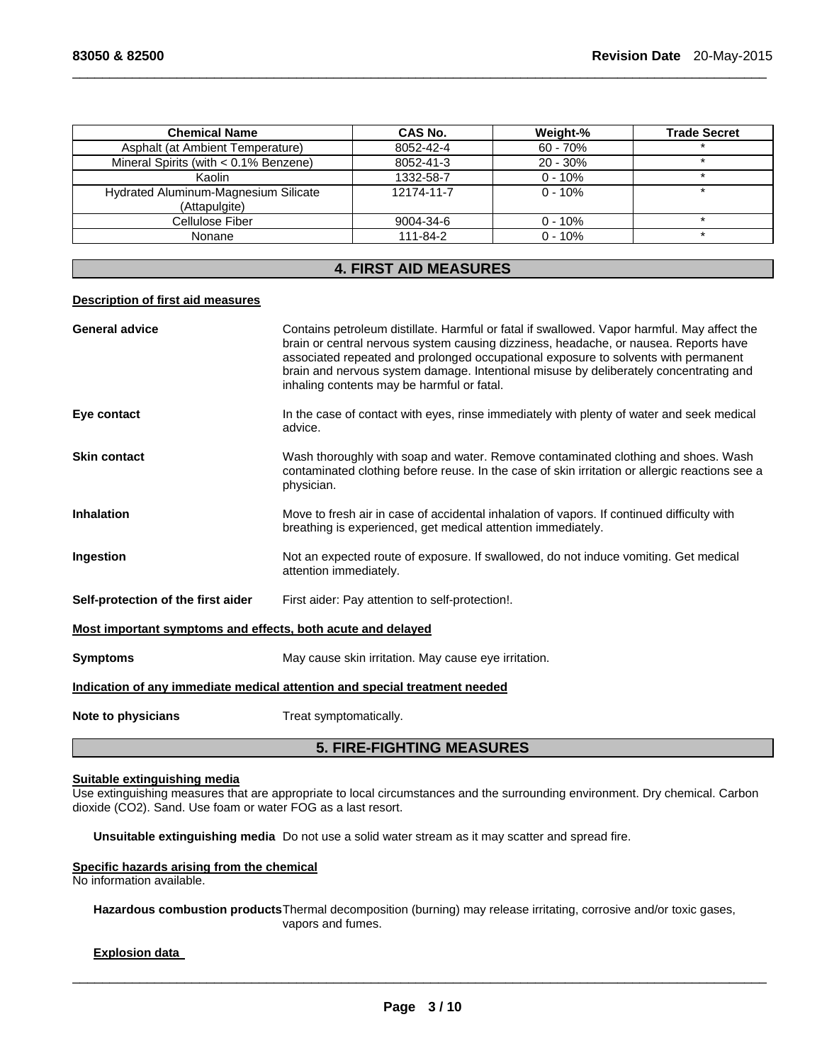| Chemical Name | CAS No. | Weight-% | Trade Secret |
|---|---|---|---|
| Asphalt (at Ambient Temperature) | 8052-42-4 | 60 - 70% | * |
| Mineral Spirits (with < 0.1% Benzene) | 8052-41-3 | 20 - 30% | * |
| Kaolin | 1332-58-7 | 0 - 10% | * |
| Hydrated Aluminum-Magnesium Silicate (Attapulgite) | 12174-11-7 | 0 - 10% | * |
| Cellulose Fiber | 9004-34-6 | 0 - 10% | * |
| Nonane | 111-84-2 | 0 - 10% | * |

## 4. FIRST AID MEASURES

**Description of first aid measures**

**General advice** Contains petroleum distillate. Harmful or fatal if swallowed. Vapor harmful. May affect the brain or central nervous system causing dizziness, headache, or nausea. Reports have associated repeated and prolonged occupational exposure to solvents with permanent brain and nervous system damage. Intentional misuse by deliberately concentrating and inhaling contents may be harmful or fatal.

**Eye contact** In the case of contact with eyes, rinse immediately with plenty of water and seek medical advice.

**Skin contact** Wash thoroughly with soap and water. Remove contaminated clothing and shoes. Wash contaminated clothing before reuse. In the case of skin irritation or allergic reactions see a physician.

**Inhalation** Move to fresh air in case of accidental inhalation of vapors. If continued difficulty with breathing is experienced, get medical attention immediately.

**Ingestion** Not an expected route of exposure. If swallowed, do not induce vomiting. Get medical attention immediately.

**Self-protection of the first aider** First aider: Pay attention to self-protection!.

**Most important symptoms and effects, both acute and delayed**

**Symptoms** May cause skin irritation. May cause eye irritation.

**Indication of any immediate medical attention and special treatment needed**

**Note to physicians** Treat symptomatically.

## 5. FIRE-FIGHTING MEASURES

**Suitable extinguishing media**

Use extinguishing measures that are appropriate to local circumstances and the surrounding environment. Dry chemical. Carbon dioxide ($CO_2$). Sand. Use foam or water FOG as a last resort.

**Unsuitable extinguishing media** Do not use a solid water stream as it may scatter and spread fire.

**Specific hazards arising from the chemical**

No information available.

**Hazardous combustion products** Thermal decomposition (burning) may release irritating, corrosive and/or toxic gases, vapors and fumes.

**Explosion data**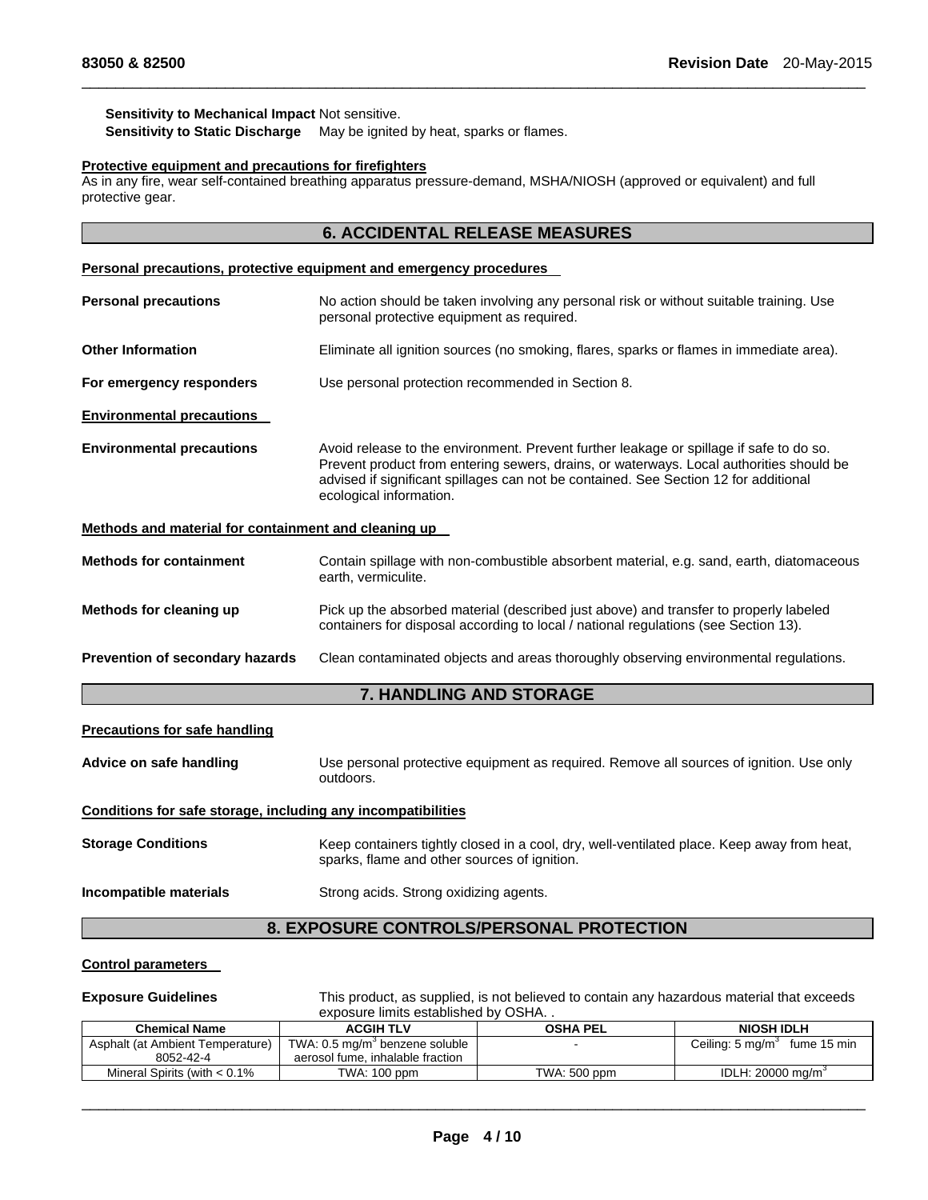**Sensitivity to Mechanical Impact** Not sensitive.
**Sensitivity to Static Discharge** May be ignited by heat, sparks or flames.

**Protective equipment and precautions for firefighters**
As in any fire, wear self-contained breathing apparatus pressure-demand, MSHA/NIOSH (approved or equivalent) and full protective gear.

## 6. ACCIDENTAL RELEASE MEASURES

**Personal precautions, protective equipment and emergency procedures**

**Personal precautions** No action should be taken involving any personal risk or without suitable training. Use personal protective equipment as required.

**Other Information** Eliminate all ignition sources (no smoking, flares, sparks or flames in immediate area).

**For emergency responders** Use personal protection recommended in Section 8.

**Environmental precautions**

**Environmental precautions** Avoid release to the environment. Prevent further leakage or spillage if safe to do so. Prevent product from entering sewers, drains, or waterways. Local authorities should be advised if significant spillages can not be contained. See Section 12 for additional ecological information.

**Methods and material for containment and cleaning up**

**Methods for containment** Contain spillage with non-combustible absorbent material, e.g. sand, earth, diatomaceous earth, vermiculite.

**Methods for cleaning up** Pick up the absorbed material (described just above) and transfer to properly labeled containers for disposal according to local / national regulations (see Section 13).

**Prevention of secondary hazards** Clean contaminated objects and areas thoroughly observing environmental regulations.

## 7. HANDLING AND STORAGE

**Precautions for safe handling**

**Advice on safe handling** Use personal protective equipment as required. Remove all sources of ignition. Use only outdoors.

**Conditions for safe storage, including any incompatibilities**

**Storage Conditions** Keep containers tightly closed in a cool, dry, well-ventilated place. Keep away from heat, sparks, flame and other sources of ignition.

**Incompatible materials** Strong acids. Strong oxidizing agents.

## 8. EXPOSURE CONTROLS/PERSONAL PROTECTION

**Control parameters**

**Exposure Guidelines** This product, as supplied, is not believed to contain any hazardous material that exceeds exposure limits established by OSHA. .

| Chemical Name | ACGIH TLV | OSHA PEL | NIOSH IDLH |
|---|---|---|---|
| Asphalt (at Ambient Temperature) 8052-42-4 | TWA: 0.5 mg/m$^3$ benzene soluble aerosol fume, inhalable fraction | - | Ceiling: 5 mg/m$^3$ fume 15 min |
| Mineral Spirits (with < 0.1% | TWA: 100 ppm | TWA: 500 ppm | IDLH: 20000 mg/m$^3$ |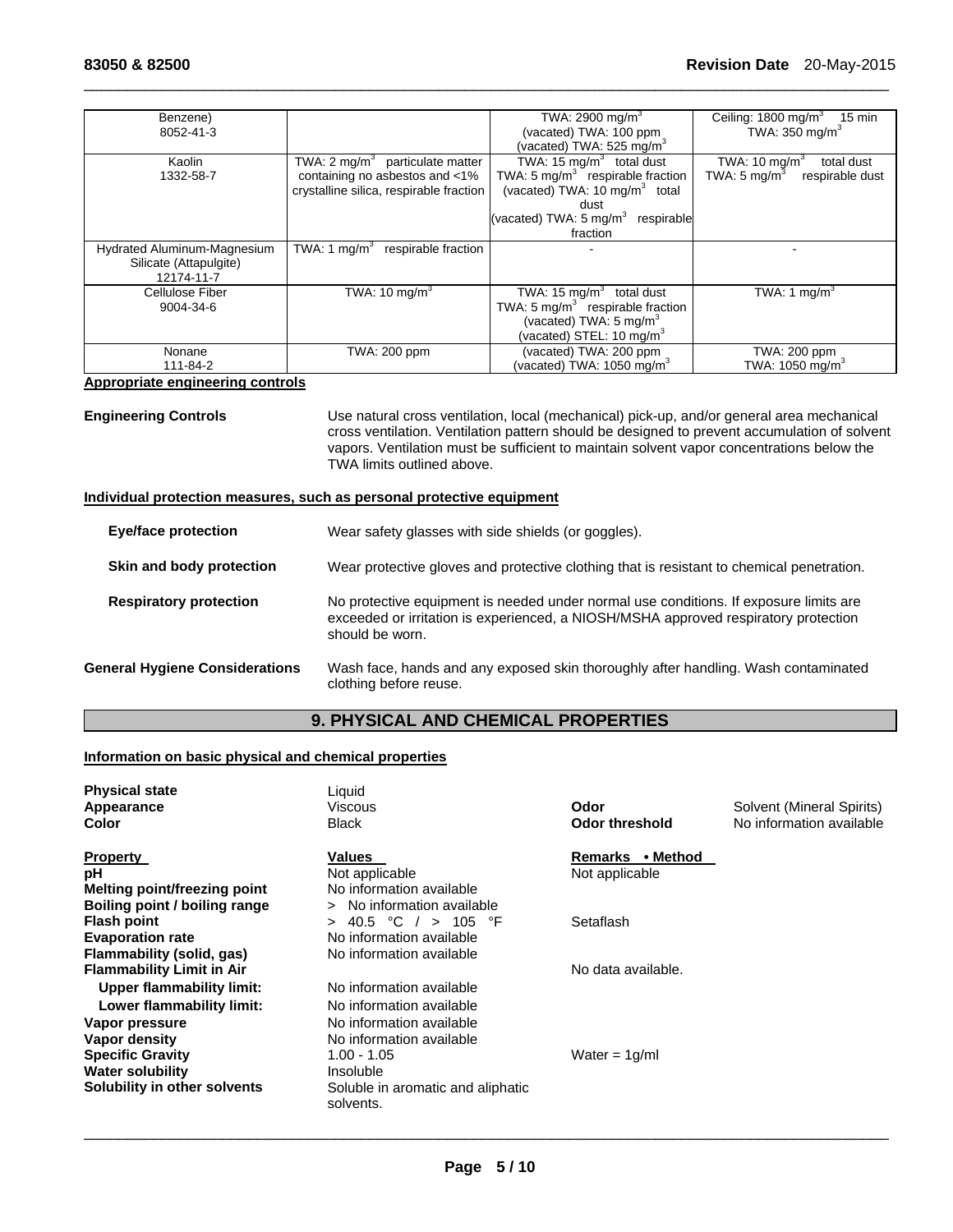| | | | |
|---|---|---|---|
| Benzene)<br>8052-41-3 | | TWA: 2900 mg/m³<br>(vacated) TWA: 100 ppm<br>(vacated) TWA: 525 mg/m³ | Ceiling: 1800 mg/m³ 15 min<br>TWA: 350 mg/m³ |
| Kaolin<br>1332-58-7 | TWA: 2 mg/m³ particulate matter containing no asbestos and <1% crystalline silica, respirable fraction | TWA: 15 mg/m³ total dust<br>TWA: 5 mg/m³ respirable fraction<br>(vacated) TWA: 10 mg/m³ total dust<br>(vacated) TWA: 5 mg/m³ respirable fraction | TWA: 10 mg/m³ total dust<br>TWA: 5 mg/m³ respirable dust |
| Hydrated Aluminum-Magnesium Silicate (Attapulgite)<br>12174-11-7 | TWA: 1 mg/m³ respirable fraction | - | - |
| Cellulose Fiber<br>9004-34-6 | TWA: 10 mg/m³ | TWA: 15 mg/m³ total dust<br>TWA: 5 mg/m³ respirable fraction<br>(vacated) TWA: 5 mg/m³<br>(vacated) STEL: 10 mg/m³ | TWA: 1 mg/m³ |
| Nonane<br>111-84-2 | TWA: 200 ppm | (vacated) TWA: 200 ppm<br>(vacated) TWA: 1050 mg/m³ | TWA: 200 ppm<br>TWA: 1050 mg/m³ |

**Appropriate engineering controls**

**Engineering Controls** Use natural cross ventilation, local (mechanical) pick-up, and/or general area mechanical cross ventilation. Ventilation pattern should be designed to prevent accumulation of solvent vapors. Ventilation must be sufficient to maintain solvent vapor concentrations below the TWA limits outlined above.

**Individual protection measures, such as personal protective equipment**

**Eye/face protection** Wear safety glasses with side shields (or goggles).

**Skin and body protection** Wear protective gloves and protective clothing that is resistant to chemical penetration.

**Respiratory protection** No protective equipment is needed under normal use conditions. If exposure limits are exceeded or irritation is experienced, a NIOSH/MSHA approved respiratory protection should be worn.

**General Hygiene Considerations** Wash face, hands and any exposed skin thoroughly after handling. Wash contaminated clothing before reuse.

## 9. PHYSICAL AND CHEMICAL PROPERTIES

**Information on basic physical and chemical properties**

| | | | |
|---|---|---|---|
| **Physical state** | Liquid | | |
| **Appearance** | Viscous | **Odor** | Solvent (Mineral Spirits) |
| **Color** | Black | **Odor threshold** | No information available |

| **Property** | **Values** | **Remarks • Method** |
|---|---|---|
| **pH** | Not applicable | Not applicable |
| **Melting point/freezing point** | No information available | |
| **Boiling point / boiling range** | > No information available | |
| **Flash point** | > 40.5 °C / > 105 °F | Setaflash |
| **Evaporation rate** | No information available | |
| **Flammability (solid, gas)** | No information available | |
| **Flammability Limit in Air** | | No data available. |
| **Upper flammability limit:** | No information available | |
| **Lower flammability limit:** | No information available | |
| **Vapor pressure** | No information available | |
| **Vapor density** | No information available | |
| **Specific Gravity** | 1.00 - 1.05 | Water = 1g/ml |
| **Water solubility** | Insoluble | |
| **Solubility in other solvents** | Soluble in aromatic and aliphatic solvents. | |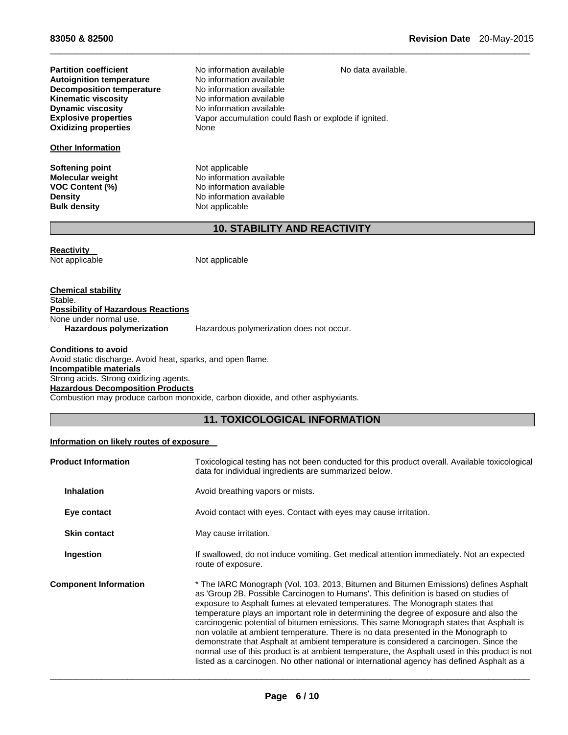| | | |
|---|---|---|
| **Partition coefficient** | No information available | No data available. |
| **Autoignition temperature** | No information available | |
| **Decomposition temperature** | No information available | |
| **Kinematic viscosity** | No information available | |
| **Dynamic viscosity** | No information available | |
| **Explosive properties** | Vapor accumulation could flash or explode if ignited. | |
| **Oxidizing properties** | None | |

**Other Information**

| | |
|---|---|
| **Softening point** | Not applicable |
| **Molecular weight** | No information available |
| **VOC Content (%)** | No information available |
| **Density** | No information available |
| **Bulk density** | Not applicable |

## 10. STABILITY AND REACTIVITY

**Reactivity**

Not applicable — Not applicable

**Chemical stability**

Stable.

**Possibility of Hazardous Reactions**

None under normal use.

**Hazardous polymerization** — Hazardous polymerization does not occur.

**Conditions to avoid**

Avoid static discharge. Avoid heat, sparks, and open flame.

**Incompatible materials**

Strong acids. Strong oxidizing agents.

**Hazardous Decomposition Products**

Combustion may produce carbon monoxide, carbon dioxide, and other asphyxiants.

## 11. TOXICOLOGICAL INFORMATION

**Information on likely routes of exposure**

**Product Information** — Toxicological testing has not been conducted for this product overall. Available toxicological data for individual ingredients are summarized below.

**Inhalation** — Avoid breathing vapors or mists.

**Eye contact** — Avoid contact with eyes. Contact with eyes may cause irritation.

**Skin contact** — May cause irritation.

**Ingestion** — If swallowed, do not induce vomiting. Get medical attention immediately. Not an expected route of exposure.

**Component Information** — * The IARC Monograph (Vol. 103, 2013, Bitumen and Bitumen Emissions) defines Asphalt as 'Group 2B, Possible Carcinogen to Humans'. This definition is based on studies of exposure to Asphalt fumes at elevated temperatures. The Monograph states that temperature plays an important role in determining the degree of exposure and also the carcinogenic potential of bitumen emissions. This same Monograph states that Asphalt is non volatile at ambient temperature. There is no data presented in the Monograph to demonstrate that Asphalt at ambient temperature is considered a carcinogen. Since the normal use of this product is at ambient temperature, the Asphalt used in this product is not listed as a carcinogen. No other national or international agency has defined Asphalt as a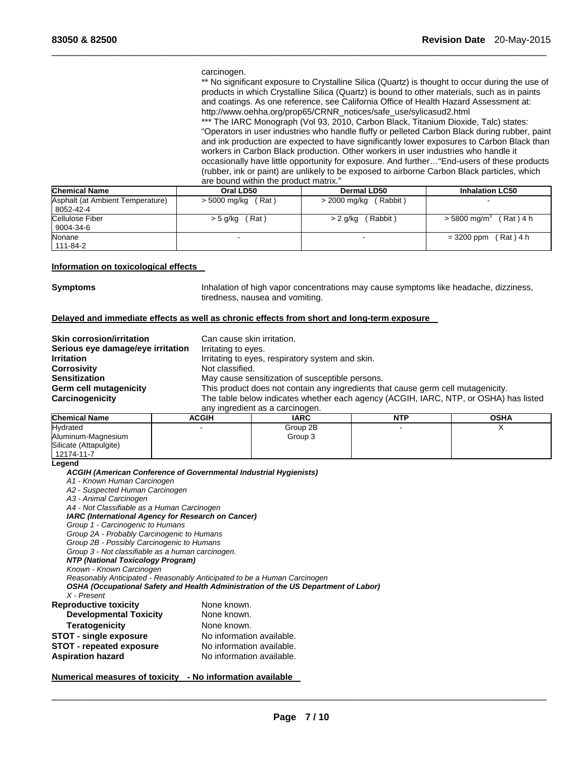carcinogen.
** No significant exposure to Crystalline Silica (Quartz) is thought to occur during the use of products in which Crystalline Silica (Quartz) is bound to other materials, such as in paints and coatings. As one reference, see California Office of Health Hazard Assessment at: http://www.oehha.org/prop65/CRNR_notices/safe_use/sylicasud2.html
*** The IARC Monograph (Vol 93, 2010, Carbon Black, Titanium Dioxide, Talc) states: "Operators in user industries who handle fluffy or pelleted Carbon Black during rubber, paint and ink production are expected to have significantly lower exposures to Carbon Black than workers in Carbon Black production. Other workers in user industries who handle it occasionally have little opportunity for exposure. And further…"End-users of these products (rubber, ink or paint) are unlikely to be exposed to airborne Carbon Black particles, which are bound within the product matrix."

| Chemical Name | Oral LD50 | Dermal LD50 | Inhalation LC50 |
|---|---|---|---|
| Asphalt (at Ambient Temperature) 8052-42-4 | > 5000 mg/kg ( Rat ) | > 2000 mg/kg ( Rabbit ) | - |
| Cellulose Fiber 9004-34-6 | > 5 g/kg ( Rat ) | > 2 g/kg ( Rabbit ) | > 5800 mg/m$^3$ ( Rat ) 4 h |
| Nonane 111-84-2 | - | - | = 3200 ppm ( Rat ) 4 h |

**Information on toxicological effects**

**Symptoms** Inhalation of high vapor concentrations may cause symptoms like headache, dizziness, tiredness, nausea and vomiting.

**Delayed and immediate effects as well as chronic effects from short and long-term exposure**

**Skin corrosion/irritation** Can cause skin irritation.
**Serious eye damage/eye irritation** Irritating to eyes.
**Irritation** Irritating to eyes, respiratory system and skin.
**Corrosivity** Not classified.
**Sensitization** May cause sensitization of susceptible persons.
**Germ cell mutagenicity** This product does not contain any ingredients that cause germ cell mutagenicity.
**Carcinogenicity** The table below indicates whether each agency (ACGIH, IARC, NTP, or OSHA) has listed any ingredient as a carcinogen.

| Chemical Name | ACGIH | IARC | NTP | OSHA |
|---|---|---|---|---|
| Hydrated Aluminum-Magnesium Silicate (Attapulgite) 12174-11-7 | - | Group 2B Group 3 | - | X |

**Legend**

***ACGIH (American Conference of Governmental Industrial Hygienists)***
*A1 - Known Human Carcinogen*
*A2 - Suspected Human Carcinogen*
*A3 - Animal Carcinogen*
*A4 - Not Classifiable as a Human Carcinogen*
***IARC (International Agency for Research on Cancer)***
*Group 1 - Carcinogenic to Humans*
*Group 2A - Probably Carcinogenic to Humans*
*Group 2B - Possibly Carcinogenic to Humans*
*Group 3 - Not classifiable as a human carcinogen.*
***NTP (National Toxicology Program)***
*Known - Known Carcinogen*
*Reasonably Anticipated - Reasonably Anticipated to be a Human Carcinogen*
***OSHA (Occupational Safety and Health Administration of the US Department of Labor)***
*X - Present*

**Reproductive toxicity** None known.
**Developmental Toxicity** None known.
**Teratogenicity** None known.
**STOT - single exposure** No information available.
**STOT - repeated exposure** No information available.
**Aspiration hazard** No information available.

**Numerical measures of toxicity - No information available**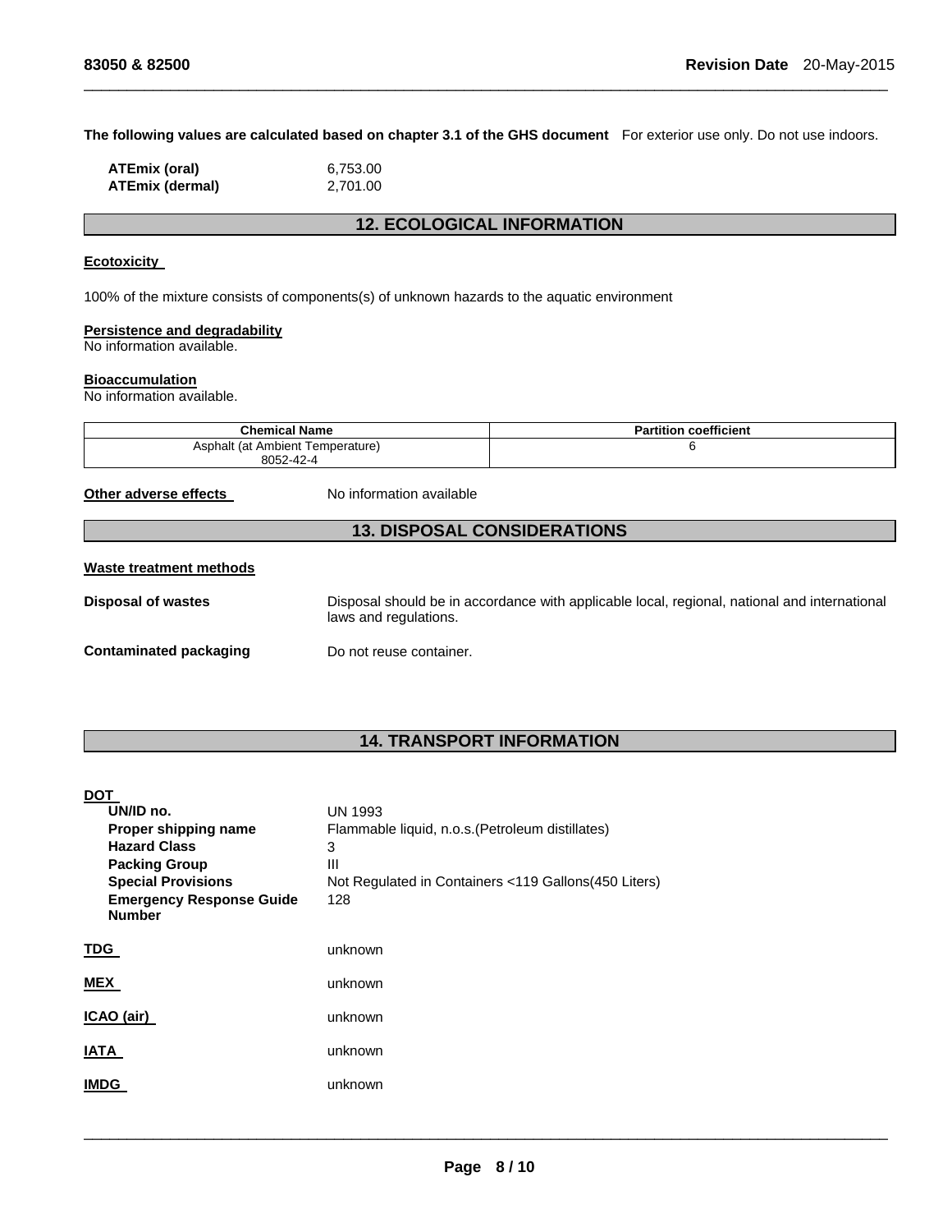**The following values are calculated based on chapter 3.1 of the GHS document** For exterior use only. Do not use indoors.

**ATEmix (oral)** 6,753.00
**ATEmix (dermal)** 2,701.00

## 12. ECOLOGICAL INFORMATION

**Ecotoxicity**

100% of the mixture consists of components(s) of unknown hazards to the aquatic environment

**Persistence and degradability**
No information available.

**Bioaccumulation**
No information available.

| Chemical Name | Partition coefficient |
|---|---|
| Asphalt (at Ambient Temperature)<br>8052-42-4 | 6 |

**Other adverse effects** No information available

## 13. DISPOSAL CONSIDERATIONS

**Waste treatment methods**

**Disposal of wastes** Disposal should be in accordance with applicable local, regional, national and international laws and regulations.

**Contaminated packaging** Do not reuse container.

## 14. TRANSPORT INFORMATION

**DOT**

- **UN/ID no.** UN 1993
- **Proper shipping name** Flammable liquid, n.o.s.(Petroleum distillates)
- **Hazard Class** 3
- **Packing Group** III
- **Special Provisions** Not Regulated in Containers <119 Gallons(450 Liters)
- **Emergency Response Guide Number** 128

**TDG** unknown

**MEX** unknown

**ICAO (air)** unknown

**IATA** unknown

**IMDG** unknown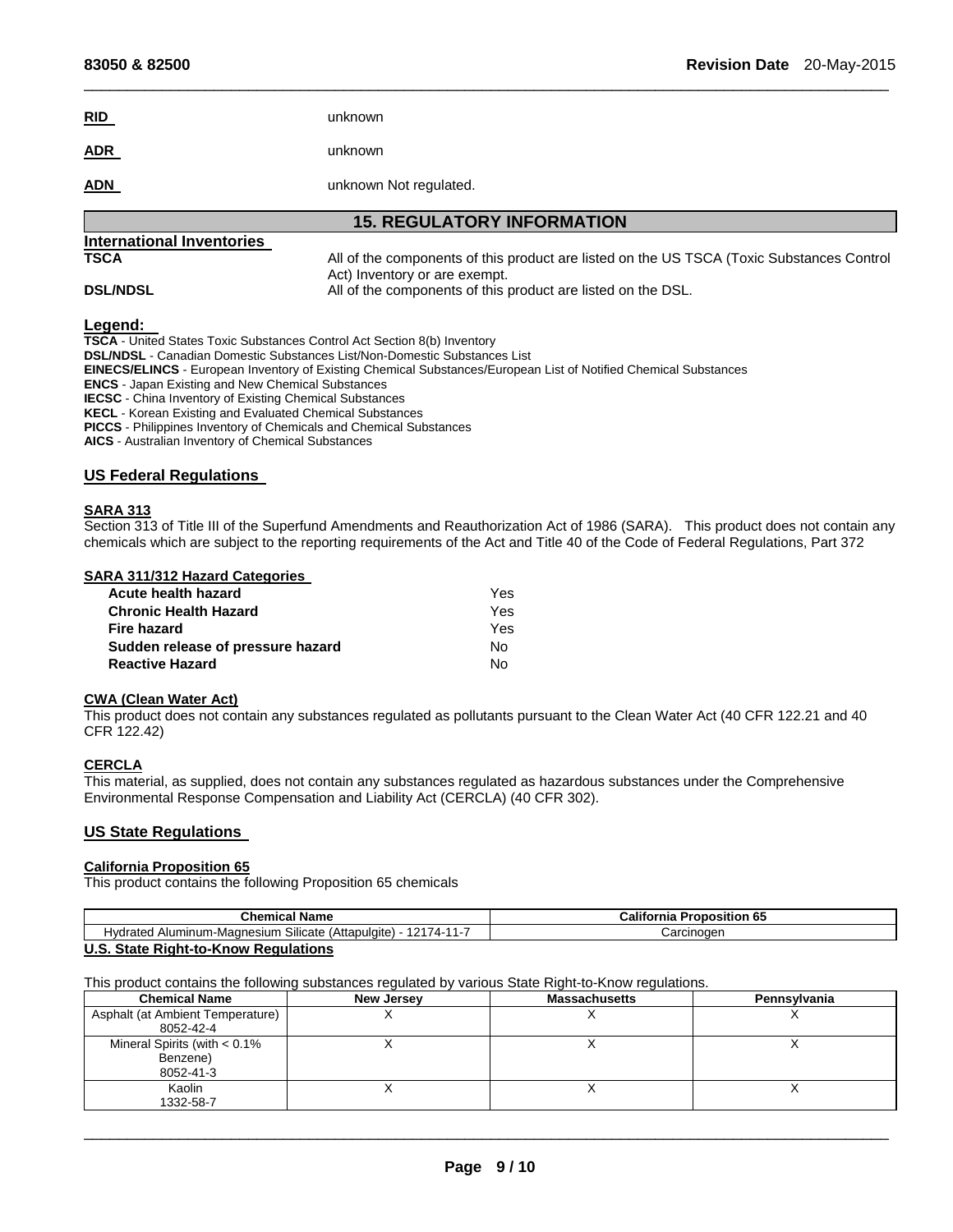**RID** unknown

**ADR** unknown

**ADN** unknown Not regulated.

## 15. REGULATORY INFORMATION

### International Inventories

**TSCA** All of the components of this product are listed on the US TSCA (Toxic Substances Control Act) Inventory or are exempt.

**DSL/NDSL** All of the components of this product are listed on the DSL.

**Legend:**

**TSCA** - United States Toxic Substances Control Act Section 8(b) Inventory
**DSL/NDSL** - Canadian Domestic Substances List/Non-Domestic Substances List
**EINECS/ELINCS** - European Inventory of Existing Chemical Substances/European List of Notified Chemical Substances
**ENCS** - Japan Existing and New Chemical Substances
**IECSC** - China Inventory of Existing Chemical Substances
**KECL** - Korean Existing and Evaluated Chemical Substances
**PICCS** - Philippines Inventory of Chemicals and Chemical Substances
**AICS** - Australian Inventory of Chemical Substances

### US Federal Regulations

**SARA 313**

Section 313 of Title III of the Superfund Amendments and Reauthorization Act of 1986 (SARA). This product does not contain any chemicals which are subject to the reporting requirements of the Act and Title 40 of the Code of Federal Regulations, Part 372

**SARA 311/312 Hazard Categories**

| | |
|---|---|
| **Acute health hazard** | Yes |
| **Chronic Health Hazard** | Yes |
| **Fire hazard** | Yes |
| **Sudden release of pressure hazard** | No |
| **Reactive Hazard** | No |

**CWA (Clean Water Act)**

This product does not contain any substances regulated as pollutants pursuant to the Clean Water Act (40 CFR 122.21 and 40 CFR 122.42)

**CERCLA**

This material, as supplied, does not contain any substances regulated as hazardous substances under the Comprehensive Environmental Response Compensation and Liability Act (CERCLA) (40 CFR 302).

### US State Regulations

**California Proposition 65**

This product contains the following Proposition 65 chemicals

| Chemical Name | California Proposition 65 |
|---|---|
| Hydrated Aluminum-Magnesium Silicate (Attapulgite) - 12174-11-7 | Carcinogen |

**U.S. State Right-to-Know Regulations**

This product contains the following substances regulated by various State Right-to-Know regulations.

| Chemical Name | New Jersey | Massachusetts | Pennsylvania |
|---|---|---|---|
| Asphalt (at Ambient Temperature) 8052-42-4 | X | X | X |
| Mineral Spirits (with < 0.1% Benzene) 8052-41-3 | X | X | X |
| Kaolin 1332-58-7 | X | X | X |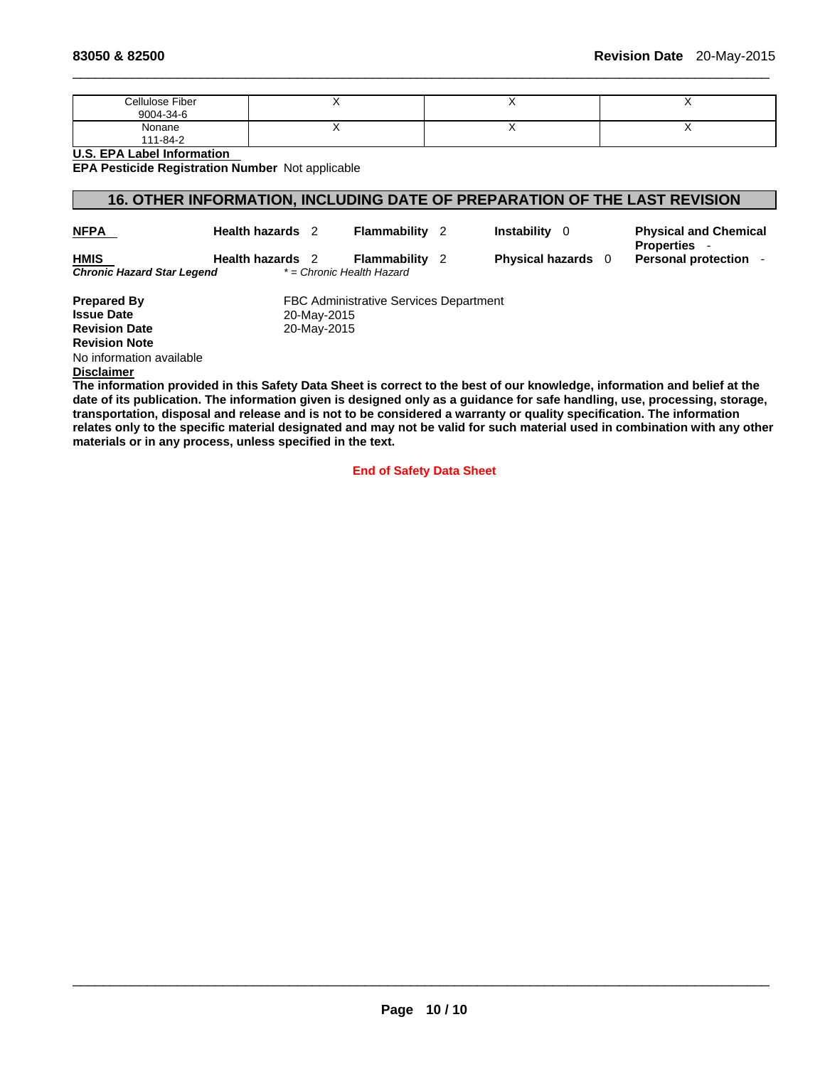| | | | |
|---|---|---|---|
| Cellulose Fiber 9004-34-6 | X | X | X |
| Nonane 111-84-2 | X | X | X |

**U.S. EPA Label Information**

**EPA Pesticide Registration Number** Not applicable

## 16. OTHER INFORMATION, INCLUDING DATE OF PREPARATION OF THE LAST REVISION

| | | | | |
|---|---|---|---|---|
| **NFPA** | **Health hazards** 2 | **Flammability** 2 | **Instability** 0 | **Physical and Chemical Properties** - |
| **HMIS** | **Health hazards** 2 | **Flammability** 2 | **Physical hazards** 0 | **Personal protection** - |

***Chronic Hazard Star Legend*** *\* = Chronic Health Hazard*

**Prepared By** FBC Administrative Services Department

**Issue Date** 20-May-2015

**Revision Date** 20-May-2015

**Revision Note**

No information available

**Disclaimer**

**The information provided in this Safety Data Sheet is correct to the best of our knowledge, information and belief at the date of its publication. The information given is designed only as a guidance for safe handling, use, processing, storage, transportation, disposal and release and is not to be considered a warranty or quality specification. The information relates only to the specific material designated and may not be valid for such material used in combination with any other materials or in any process, unless specified in the text.**

**End of Safety Data Sheet**